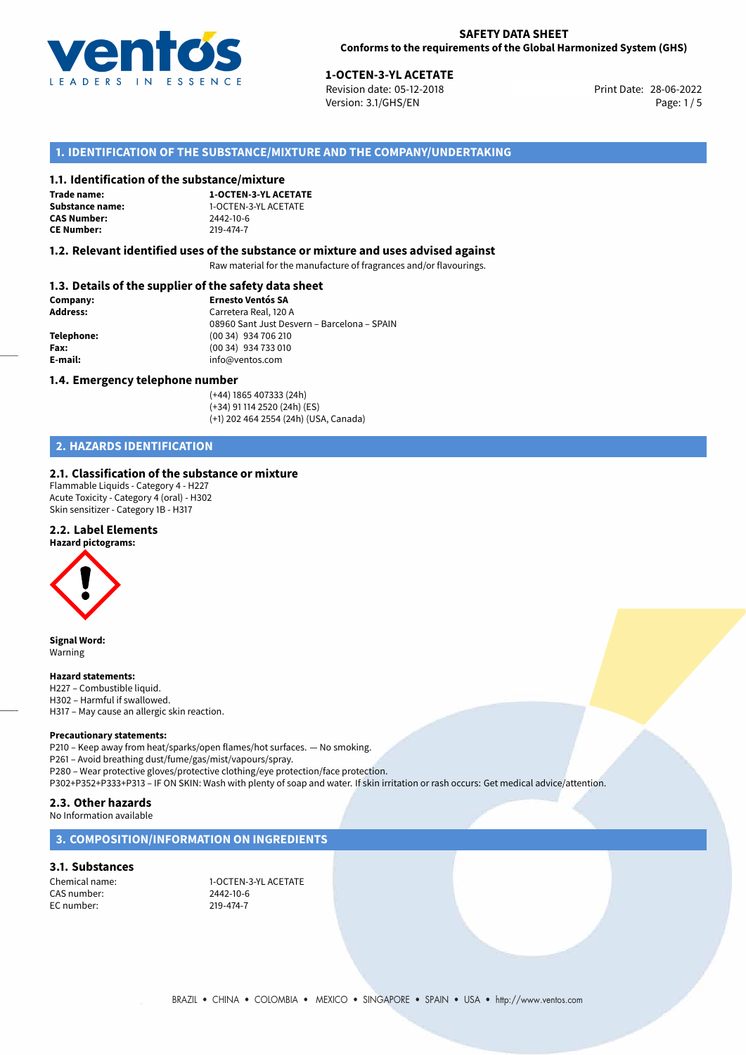# SAFETY DATA SHEET
**Conforms to the requirements of the Global Harmonized System (GHS)**

**1-OCTEN-3-YL ACETATE**
Revision date: 05-12-2018
Version: 3.1/GHS/EN
Print Date: 28-06-2022

## 1. IDENTIFICATION OF THE SUBSTANCE/MIXTURE AND THE COMPANY/UNDERTAKING

### 1.1. Identification of the substance/mixture

**Trade name:** **1-OCTEN-3-YL ACETATE**
**Substance name:** 1-OCTEN-3-YL ACETATE
**CAS Number:** 2442-10-6
**CE Number:** 219-474-7

### 1.2. Relevant identified uses of the substance or mixture and uses advised against

Raw material for the manufacture of fragrances and/or flavourings.

### 1.3. Details of the supplier of the safety data sheet

**Company:** **Ernesto Ventós SA**
**Address:** Carretera Real, 120 A
08960 Sant Just Desvern – Barcelona – SPAIN
**Telephone:** (00 34) 934 706 210
**Fax:** (00 34) 934 733 010
**E-mail:** info@ventos.com

### 1.4. Emergency telephone number

(+44) 1865 407333 (24h)
(+34) 91 114 2520 (24h) (ES)
(+1) 202 464 2554 (24h) (USA, Canada)

## 2. HAZARDS IDENTIFICATION

### 2.1. Classification of the substance or mixture

Flammable Liquids - Category 4 - H227
Acute Toxicity - Category 4 (oral) - H302
Skin sensitizer - Category 1B - H317

### 2.2. Label Elements

**Hazard pictograms:**

**Signal Word:**
Warning

**Hazard statements:**
H227 – Combustible liquid.
H302 – Harmful if swallowed.
H317 – May cause an allergic skin reaction.

**Precautionary statements:**
P210 – Keep away from heat/sparks/open flames/hot surfaces. — No smoking.
P261 – Avoid breathing dust/fume/gas/mist/vapours/spray.
P280 – Wear protective gloves/protective clothing/eye protection/face protection.
P302+P352+P333+P313 – IF ON SKIN: Wash with plenty of soap and water. If skin irritation or rash occurs: Get medical advice/attention.

### 2.3. Other hazards

No Information available

## 3. COMPOSITION/INFORMATION ON INGREDIENTS

### 3.1. Substances

Chemical name: 1-OCTEN-3-YL ACETATE
CAS number: 2442-10-6
EC number: 219-474-7

BRAZIL • CHINA • COLOMBIA • MEXICO • SINGAPORE • SPAIN • USA • http://www.ventos.com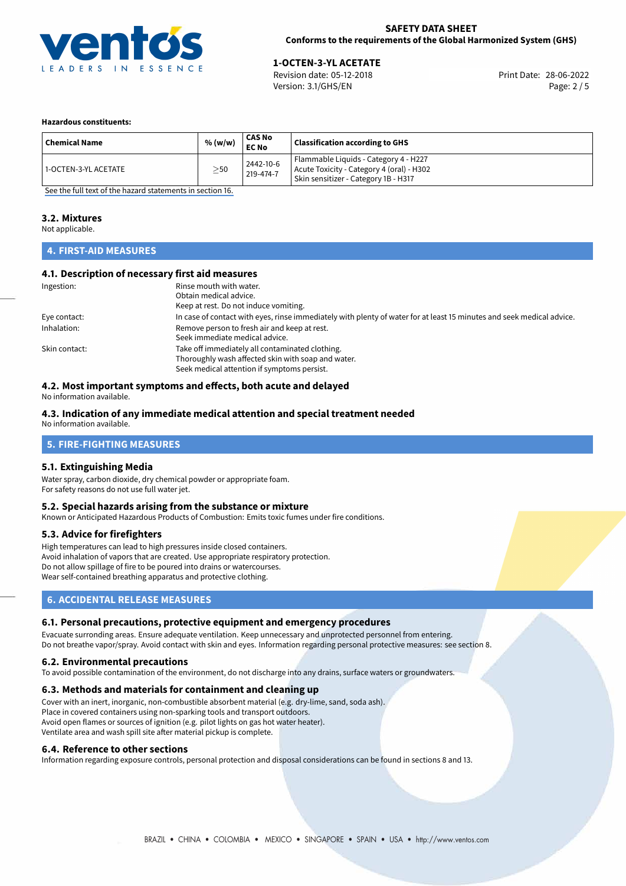**Hazardous constituents:**

| Chemical Name | % (w/w) | CAS No<br>EC No | Classification according to GHS |
|---|---|---|---|
| 1-OCTEN-3-YL ACETATE | ≥50 | 2442-10-6<br>219-474-7 | Flammable Liquids - Category 4 - H227<br>Acute Toxicity - Category 4 (oral) - H302<br>Skin sensitizer - Category 1B - H317 |

See the full text of the hazard statements in section 16.

### 3.2. Mixtures

Not applicable.

## 4. FIRST-AID MEASURES

### 4.1. Description of necessary first aid measures

Ingestion: Rinse mouth with water.
Obtain medical advice.
Keep at rest. Do not induce vomiting.

Eye contact: In case of contact with eyes, rinse immediately with plenty of water for at least 15 minutes and seek medical advice.

Inhalation: Remove person to fresh air and keep at rest.
Seek immediate medical advice.

Skin contact: Take off immediately all contaminated clothing.
Thoroughly wash affected skin with soap and water.
Seek medical attention if symptoms persist.

### 4.2. Most important symptoms and effects, both acute and delayed

No information available.

### 4.3. Indication of any immediate medical attention and special treatment needed

No information available.

## 5. FIRE-FIGHTING MEASURES

### 5.1. Extinguishing Media

Water spray, carbon dioxide, dry chemical powder or appropriate foam.
For safety reasons do not use full water jet.

### 5.2. Special hazards arising from the substance or mixture

Known or Anticipated Hazardous Products of Combustion: Emits toxic fumes under fire conditions.

### 5.3. Advice for firefighters

High temperatures can lead to high pressures inside closed containers.
Avoid inhalation of vapors that are created. Use appropriate respiratory protection.
Do not allow spillage of fire to be poured into drains or watercourses.
Wear self-contained breathing apparatus and protective clothing.

## 6. ACCIDENTAL RELEASE MEASURES

### 6.1. Personal precautions, protective equipment and emergency procedures

Evacuate surronding areas. Ensure adequate ventilation. Keep unnecessary and unprotected personnel from entering.
Do not breathe vapor/spray. Avoid contact with skin and eyes. Information regarding personal protective measures: see section 8.

### 6.2. Environmental precautions

To avoid possible contamination of the environment, do not discharge into any drains, surface waters or groundwaters.

### 6.3. Methods and materials for containment and cleaning up

Cover with an inert, inorganic, non-combustible absorbent material (e.g. dry-lime, sand, soda ash).
Place in covered containers using non-sparking tools and transport outdoors.
Avoid open flames or sources of ignition (e.g. pilot lights on gas hot water heater).
Ventilate area and wash spill site after material pickup is complete.

### 6.4. Reference to other sections

Information regarding exposure controls, personal protection and disposal considerations can be found in sections 8 and 13.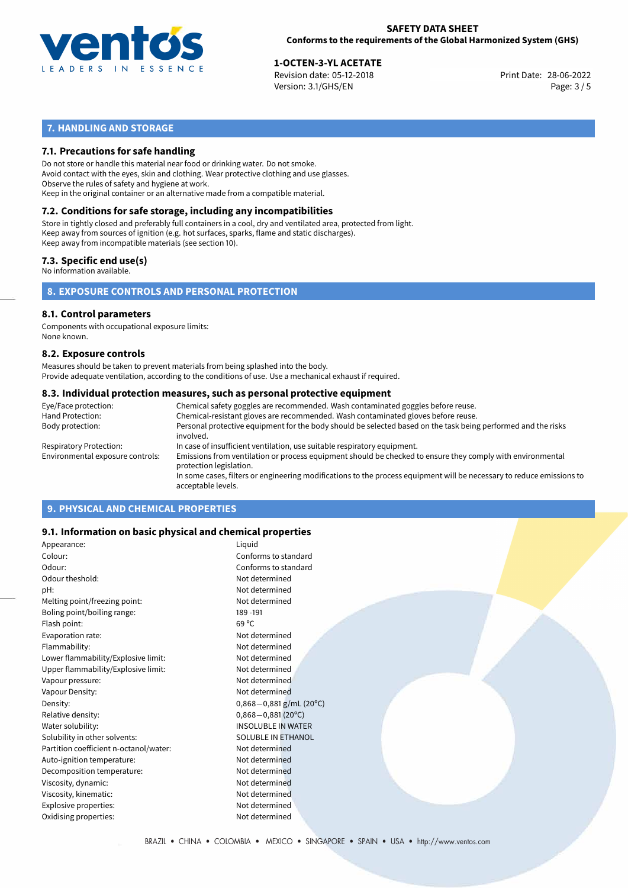## 7. HANDLING AND STORAGE

### 7.1. Precautions for safe handling

Do not store or handle this material near food or drinking water. Do not smoke.
Avoid contact with the eyes, skin and clothing. Wear protective clothing and use glasses.
Observe the rules of safety and hygiene at work.
Keep in the original container or an alternative made from a compatible material.

### 7.2. Conditions for safe storage, including any incompatibilities

Store in tightly closed and preferably full containers in a cool, dry and ventilated area, protected from light.
Keep away from sources of ignition (e.g. hot surfaces, sparks, flame and static discharges).
Keep away from incompatible materials (see section 10).

### 7.3. Specific end use(s)

No information available.

## 8. EXPOSURE CONTROLS AND PERSONAL PROTECTION

### 8.1. Control parameters

Components with occupational exposure limits:
None known.

### 8.2. Exposure controls

Measures should be taken to prevent materials from being splashed into the body.
Provide adequate ventilation, according to the conditions of use. Use a mechanical exhaust if required.

### 8.3. Individual protection measures, such as personal protective equipment

| | |
|---|---|
| Eye/Face protection: | Chemical safety goggles are recommended. Wash contaminated goggles before reuse. |
| Hand Protection: | Chemical-resistant gloves are recommended. Wash contaminated gloves before reuse. |
| Body protection: | Personal protective equipment for the body should be selected based on the task being performed and the risks involved. |
| Respiratory Protection: | In case of insufficient ventilation, use suitable respiratory equipment. |
| Environmental exposure controls: | Emissions from ventilation or process equipment should be checked to ensure they comply with environmental protection legislation. In some cases, filters or engineering modifications to the process equipment will be necessary to reduce emissions to acceptable levels. |

## 9. PHYSICAL AND CHEMICAL PROPERTIES

### 9.1. Information on basic physical and chemical properties

| | |
|---|---|
| Appearance: | Liquid |
| Colour: | Conforms to standard |
| Odour: | Conforms to standard |
| Odour theshold: | Not determined |
| pH: | Not determined |
| Melting point/freezing point: | Not determined |
| Boling point/boiling range: | 189 -191 |
| Flash point: | 69 °C |
| Evaporation rate: | Not determined |
| Flammability: | Not determined |
| Lower flammability/Explosive limit: | Not determined |
| Upper flammability/Explosive limit: | Not determined |
| Vapour pressure: | Not determined |
| Vapour Density: | Not determined |
| Density: | 0,868−0,881 g/mL (20°C) |
| Relative density: | 0,868−0,881 (20°C) |
| Water solubility: | INSOLUBLE IN WATER |
| Solubility in other solvents: | SOLUBLE IN ETHANOL |
| Partition coefficient n-octanol/water: | Not determined |
| Auto-ignition temperature: | Not determined |
| Decomposition temperature: | Not determined |
| Viscosity, dynamic: | Not determined |
| Viscosity, kinematic: | Not determined |
| Explosive properties: | Not determined |
| Oxidising properties: | Not determined |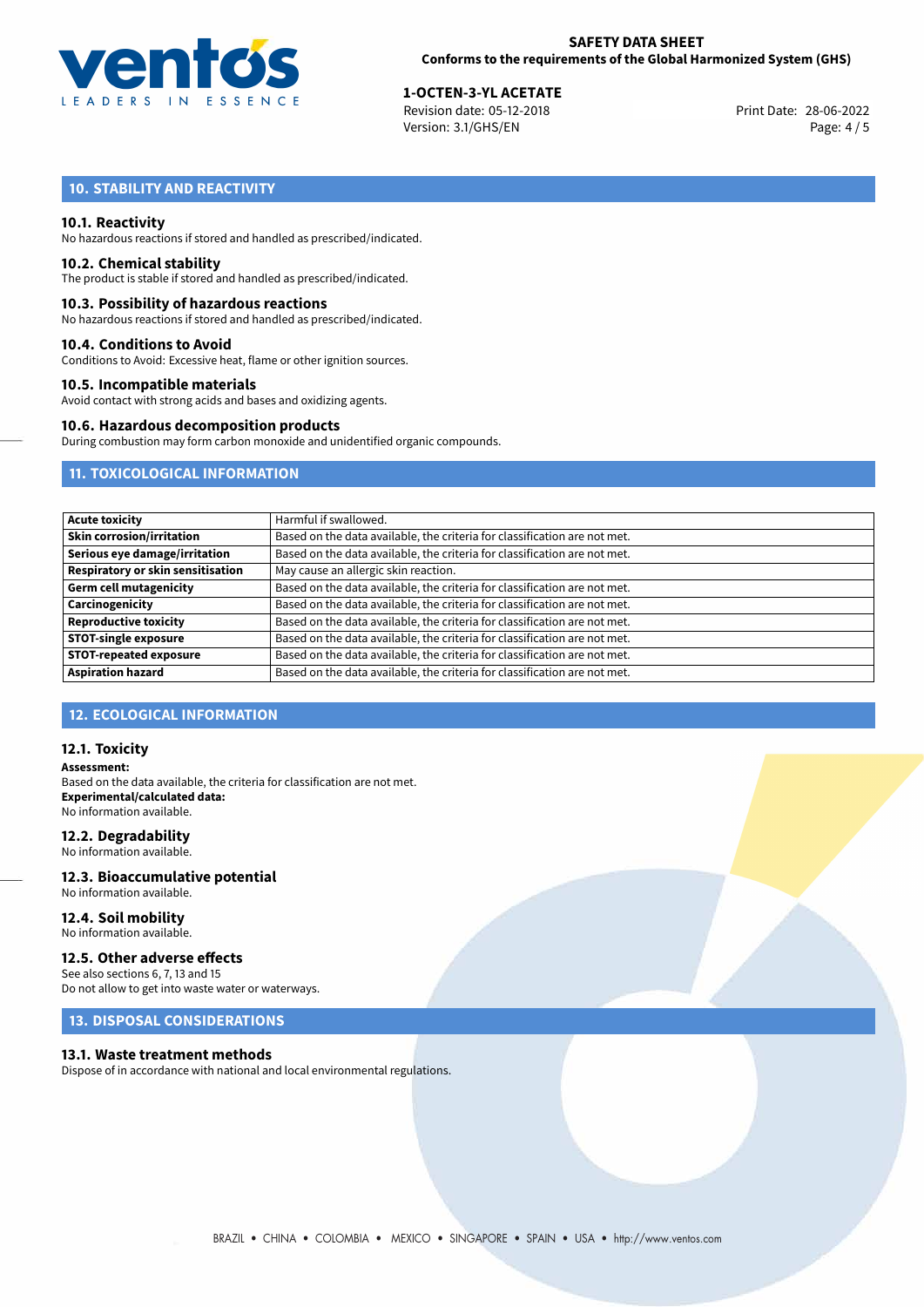## 10. STABILITY AND REACTIVITY

### 10.1. Reactivity
No hazardous reactions if stored and handled as prescribed/indicated.

### 10.2. Chemical stability
The product is stable if stored and handled as prescribed/indicated.

### 10.3. Possibility of hazardous reactions
No hazardous reactions if stored and handled as prescribed/indicated.

### 10.4. Conditions to Avoid
Conditions to Avoid: Excessive heat, flame or other ignition sources.

### 10.5. Incompatible materials
Avoid contact with strong acids and bases and oxidizing agents.

### 10.6. Hazardous decomposition products
During combustion may form carbon monoxide and unidentified organic compounds.

## 11. TOXICOLOGICAL INFORMATION

| | |
|---|---|
| **Acute toxicity** | Harmful if swallowed. |
| **Skin corrosion/irritation** | Based on the data available, the criteria for classification are not met. |
| **Serious eye damage/irritation** | Based on the data available, the criteria for classification are not met. |
| **Respiratory or skin sensitisation** | May cause an allergic skin reaction. |
| **Germ cell mutagenicity** | Based on the data available, the criteria for classification are not met. |
| **Carcinogenicity** | Based on the data available, the criteria for classification are not met. |
| **Reproductive toxicity** | Based on the data available, the criteria for classification are not met. |
| **STOT-single exposure** | Based on the data available, the criteria for classification are not met. |
| **STOT-repeated exposure** | Based on the data available, the criteria for classification are not met. |
| **Aspiration hazard** | Based on the data available, the criteria for classification are not met. |

## 12. ECOLOGICAL INFORMATION

### 12.1. Toxicity
**Assessment:**
Based on the data available, the criteria for classification are not met.
**Experimental/calculated data:**
No information available.

### 12.2. Degradability
No information available.

### 12.3. Bioaccumulative potential
No information available.

### 12.4. Soil mobility
No information available.

### 12.5. Other adverse effects
See also sections 6, 7, 13 and 15
Do not allow to get into waste water or waterways.

## 13. DISPOSAL CONSIDERATIONS

### 13.1. Waste treatment methods
Dispose of in accordance with national and local environmental regulations.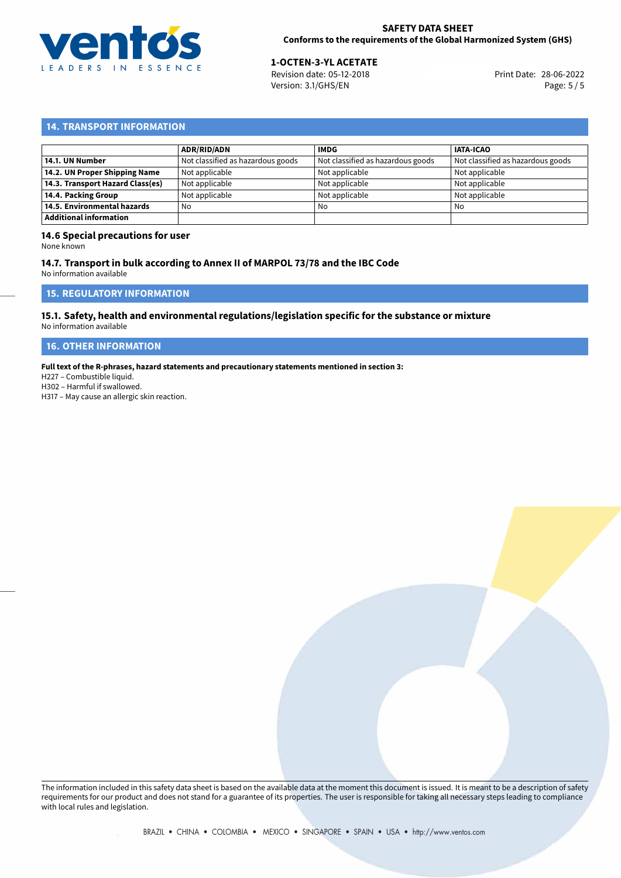## 14. TRANSPORT INFORMATION

| | ADR/RID/ADN | IMDG | IATA-ICAO |
|---|---|---|---|
| **14.1. UN Number** | Not classified as hazardous goods | Not classified as hazardous goods | Not classified as hazardous goods |
| **14.2. UN Proper Shipping Name** | Not applicable | Not applicable | Not applicable |
| **14.3. Transport Hazard Class(es)** | Not applicable | Not applicable | Not applicable |
| **14.4. Packing Group** | Not applicable | Not applicable | Not applicable |
| **14.5. Environmental hazards** | No | No | No |
| **Additional information** | | | |

### 14.6 Special precautions for user

None known

### 14.7. Transport in bulk according to Annex II of MARPOL 73/78 and the IBC Code

No information available

## 15. REGULATORY INFORMATION

### 15.1. Safety, health and environmental regulations/legislation specific for the substance or mixture

No information available

## 16. OTHER INFORMATION

**Full text of the R-phrases, hazard statements and precautionary statements mentioned in section 3:**

H227 – Combustible liquid.
H302 – Harmful if swallowed.
H317 – May cause an allergic skin reaction.

The information included in this safety data sheet is based on the available data at the moment this document is issued. It is meant to be a description of safety requirements for our product and does not stand for a guarantee of its properties. The user is responsible for taking all necessary steps leading to compliance with local rules and legislation.